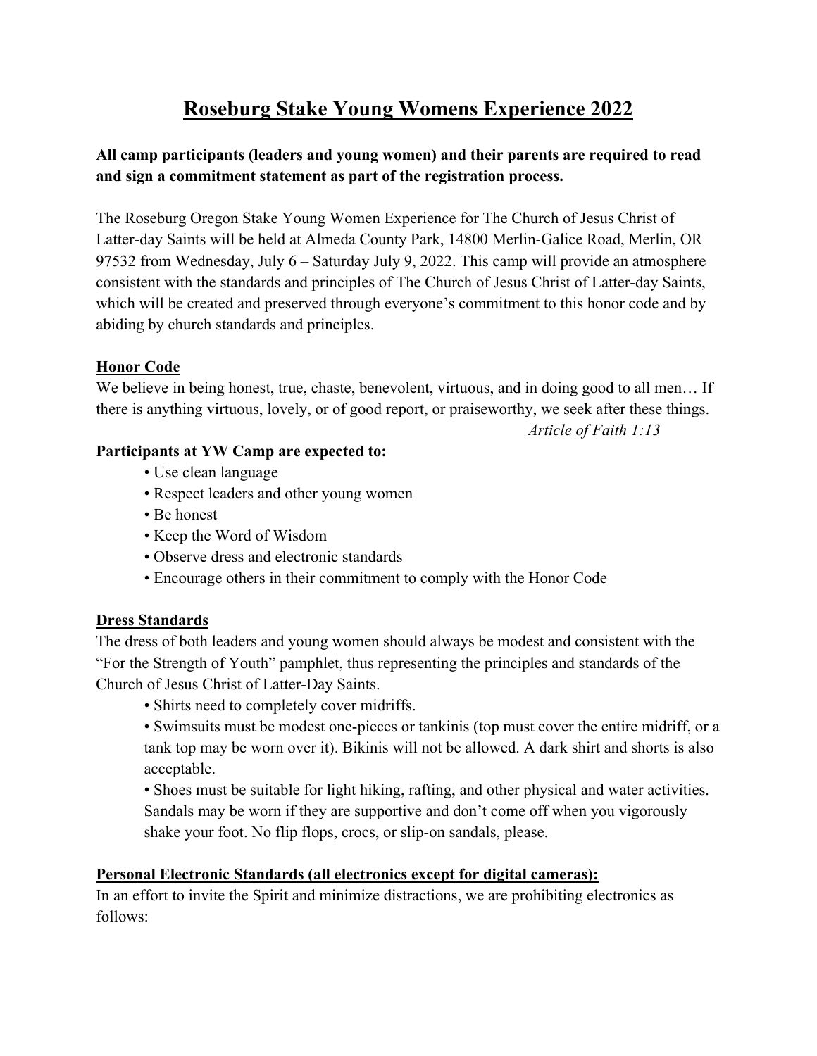# Roseburg Stake Young Womens Experience 2022

**All camp participants (leaders and young women) and their parents are required to read and sign a commitment statement as part of the registration process.**

The Roseburg Oregon Stake Young Women Experience for The Church of Jesus Christ of Latter-day Saints will be held at Almeda County Park, 14800 Merlin-Galice Road, Merlin, OR 97532 from Wednesday, July 6 – Saturday July 9, 2022. This camp will provide an atmosphere consistent with the standards and principles of The Church of Jesus Christ of Latter-day Saints, which will be created and preserved through everyone's commitment to this honor code and by abiding by church standards and principles.

## Honor Code

We believe in being honest, true, chaste, benevolent, virtuous, and in doing good to all men… If there is anything virtuous, lovely, or of good report, or praiseworthy, we seek after these things.

*Article of Faith 1:13*

**Participants at YW Camp are expected to:**

- Use clean language
- Respect leaders and other young women
- Be honest
- Keep the Word of Wisdom
- Observe dress and electronic standards
- Encourage others in their commitment to comply with the Honor Code

## Dress Standards

The dress of both leaders and young women should always be modest and consistent with the "For the Strength of Youth" pamphlet, thus representing the principles and standards of the Church of Jesus Christ of Latter-Day Saints.

- Shirts need to completely cover midriffs.
- Swimsuits must be modest one-pieces or tankinis (top must cover the entire midriff, or a tank top may be worn over it). Bikinis will not be allowed. A dark shirt and shorts is also acceptable.
- Shoes must be suitable for light hiking, rafting, and other physical and water activities. Sandals may be worn if they are supportive and don't come off when you vigorously shake your foot. No flip flops, crocs, or slip-on sandals, please.

## Personal Electronic Standards (all electronics except for digital cameras):

In an effort to invite the Spirit and minimize distractions, we are prohibiting electronics as follows: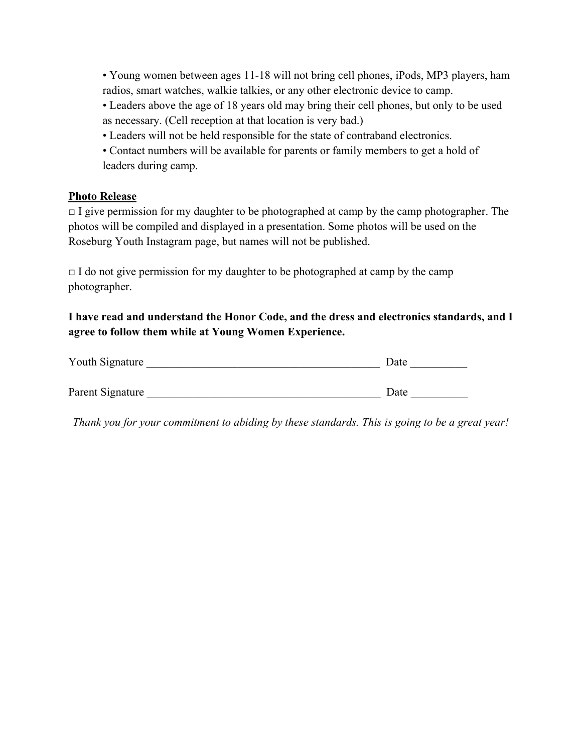- Young women between ages 11-18 will not bring cell phones, iPods, MP3 players, ham radios, smart watches, walkie talkies, or any other electronic device to camp.
- Leaders above the age of 18 years old may bring their cell phones, but only to be used as necessary. (Cell reception at that location is very bad.)
- Leaders will not be held responsible for the state of contraband electronics.
- Contact numbers will be available for parents or family members to get a hold of leaders during camp.

**Photo Release**

□ I give permission for my daughter to be photographed at camp by the camp photographer. The photos will be compiled and displayed in a presentation. Some photos will be used on the Roseburg Youth Instagram page, but names will not be published.

□ I do not give permission for my daughter to be photographed at camp by the camp photographer.

**I have read and understand the Honor Code, and the dress and electronics standards, and I agree to follow them while at Young Women Experience.**

Youth Signature __________________________________________ Date __________

Parent Signature __________________________________________ Date __________

*Thank you for your commitment to abiding by these standards. This is going to be a great year!*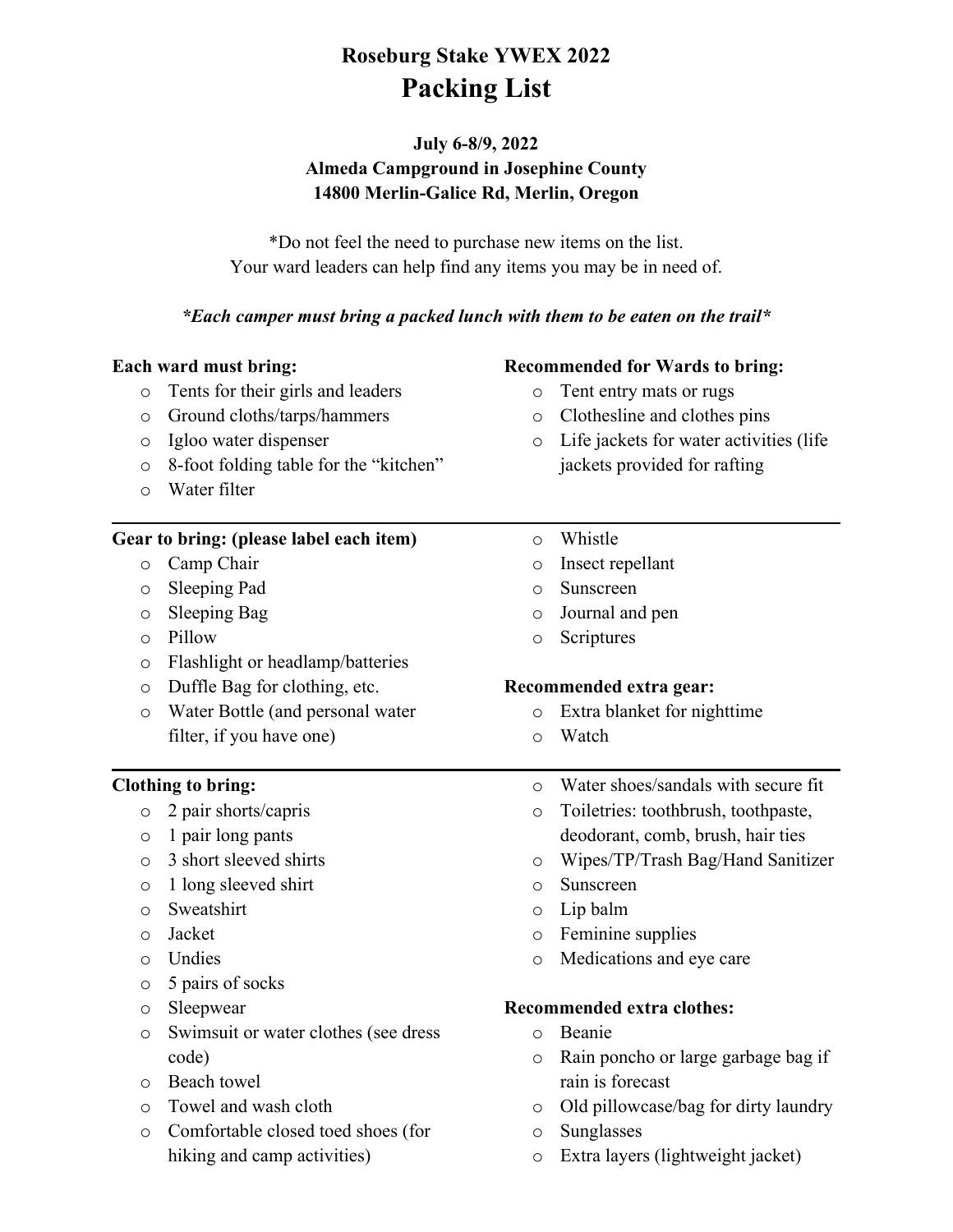# Roseburg Stake YWEX 2022
## Packing List

**July 6-8/9, 2022**
**Almeda Campground in Josephine County**
**14800 Merlin-Galice Rd, Merlin, Oregon**

*Do not feel the need to purchase new items on the list.
Your ward leaders can help find any items you may be in need of.

***Each camper must bring a packed lunch with them to be eaten on the trail***

**Each ward must bring:**
- Tents for their girls and leaders
- Ground cloths/tarps/hammers
- Igloo water dispenser
- 8-foot folding table for the "kitchen"
- Water filter

**Recommended for Wards to bring:**
- Tent entry mats or rugs
- Clothesline and clothes pins
- Life jackets for water activities (life jackets provided for rafting

---

**Gear to bring: (please label each item)**
- Camp Chair
- Sleeping Pad
- Sleeping Bag
- Pillow
- Flashlight or headlamp/batteries
- Duffle Bag for clothing, etc.
- Water Bottle (and personal water filter, if you have one)
- Whistle
- Insect repellant
- Sunscreen
- Journal and pen
- Scriptures

**Recommended extra gear:**
- Extra blanket for nighttime
- Watch

---

**Clothing to bring:**
- 2 pair shorts/capris
- 1 pair long pants
- 3 short sleeved shirts
- 1 long sleeved shirt
- Sweatshirt
- Jacket
- Undies
- 5 pairs of socks
- Sleepwear
- Swimsuit or water clothes (see dress code)
- Beach towel
- Towel and wash cloth
- Comfortable closed toed shoes (for hiking and camp activities)
- Water shoes/sandals with secure fit
- Toiletries: toothbrush, toothpaste, deodorant, comb, brush, hair ties
- Wipes/TP/Trash Bag/Hand Sanitizer
- Sunscreen
- Lip balm
- Feminine supplies
- Medications and eye care

**Recommended extra clothes:**
- Beanie
- Rain poncho or large garbage bag if rain is forecast
- Old pillowcase/bag for dirty laundry
- Sunglasses
- Extra layers (lightweight jacket)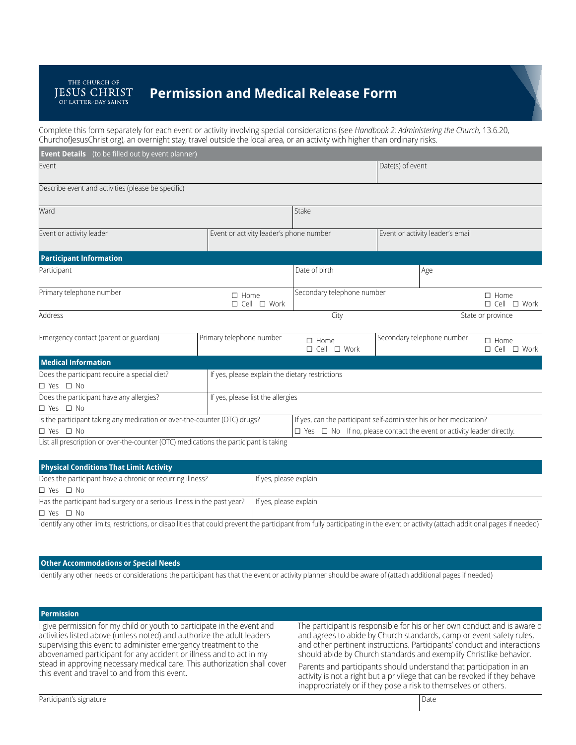THE CHURCH OF JESUS CHRIST OF LATTER-DAY SAINTS

# Permission and Medical Release Form

Complete this form separately for each event or activity involving special considerations (see *Handbook 2: Administering the Church,* 13.6.20, ChurchofJesusChrist.org), an overnight stay, travel outside the local area, or an activity with higher than ordinary risks.

## Event Details (to be filled out by event planner)

| | | |
|---|---|---|
| Event | | Date(s) of event |
| Describe event and activities (please be specific) | | |
| Ward | Stake | |
| Event or activity leader | Event or activity leader's phone number | Event or activity leader's email |

## Participant Information

| | | | |
|---|---|---|---|
| Participant | | Date of birth | Age |
| Primary telephone number | ☐ Home ☐ Cell ☐ Work | Secondary telephone number | ☐ Home ☐ Cell ☐ Work |
| Address | | City | State or province |
| Emergency contact (parent or guardian) | Primary telephone number ☐ Home ☐ Cell ☐ Work | Secondary telephone number ☐ Home ☐ Cell ☐ Work | |

## Medical Information

| | |
|---|---|
| Does the participant require a special diet? ☐ Yes ☐ No | If yes, please explain the dietary restrictions |
| Does the participant have any allergies? ☐ Yes ☐ No | If yes, please list the allergies |
| Is the participant taking any medication or over-the-counter (OTC) drugs? ☐ Yes ☐ No | If yes, can the participant self-administer his or her medication? ☐ Yes ☐ No If no, please contact the event or activity leader directly. |

List all prescription or over-the-counter (OTC) medications the participant is taking

## Physical Conditions That Limit Activity

| | |
|---|---|
| Does the participant have a chronic or recurring illness? ☐ Yes ☐ No | If yes, please explain |
| Has the participant had surgery or a serious illness in the past year? ☐ Yes ☐ No | If yes, please explain |

Identify any other limits, restrictions, or disabilities that could prevent the participant from fully participating in the event or activity (attach additional pages if needed)

## Other Accommodations or Special Needs

Identify any other needs or considerations the participant has that the event or activity planner should be aware of (attach additional pages if needed)

## Permission

I give permission for my child or youth to participate in the event and activities listed above (unless noted) and authorize the adult leaders supervising this event to administer emergency treatment to the abovenamed participant for any accident or illness and to act in my stead in approving necessary medical care. This authorization shall cover this event and travel to and from this event.

The participant is responsible for his or her own conduct and is aware o and agrees to abide by Church standards, camp or event safety rules, and other pertinent instructions. Participants' conduct and interactions should abide by Church standards and exemplify Christlike behavior.

Parents and participants should understand that participation in an activity is not a right but a privilege that can be revoked if they behave inappropriately or if they pose a risk to themselves or others.

| | |
|---|---|
| Participant's signature | Date |